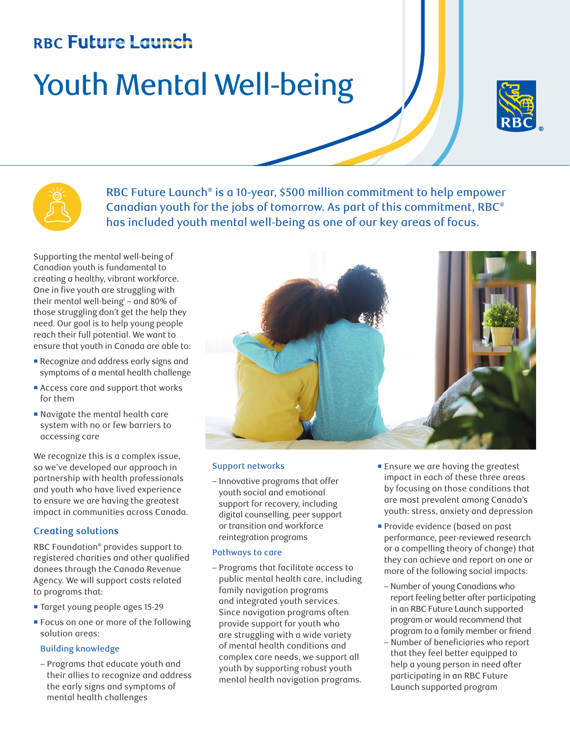RBC Future Launch

# Youth Mental Well-being

RBC Future Launch® is a 10-year, $500 million commitment to help empower Canadian youth for the jobs of tomorrow. As part of this commitment, RBC® has included youth mental well-being as one of our key areas of focus.

Supporting the mental well-being of Canadian youth is fundamental to creating a healthy, vibrant workforce. One in five youth are struggling with their mental well-being[1] – and 80% of those struggling don't get the help they need. Our goal is to help young people reach their full potential. We want to ensure that youth in Canada are able to:

- Recognize and address early signs and symptoms of a mental health challenge
- Access care and support that works for them
- Navigate the mental health care system with no or few barriers to accessing care

We recognize this is a complex issue, so we've developed our approach in partnership with health professionals and youth who have lived experience to ensure we are having the greatest impact in communities across Canada.

## Creating solutions

RBC Foundation® provides support to registered charities and other qualified donees through the Canada Revenue Agency. We will support costs related to programs that:

- Target young people ages 15-29
- Focus on one or more of the following solution areas:

  ### Building knowledge

  – Programs that educate youth and their allies to recognize and address the early signs and symptoms of mental health challenges

  ### Support networks

  – Innovative programs that offer youth social and emotional support for recovery, including digital counselling, peer support or transition and workforce reintegration programs

  ### Pathways to care

  – Programs that facilitate access to public mental health care, including family navigation programs and integrated youth services. Since navigation programs often provide support for youth who are struggling with a wide variety of mental health conditions and complex care needs, we support all youth by supporting robust youth mental health navigation programs.

- Ensure we are having the greatest impact in each of these three areas by focusing on those conditions that are most prevalent among Canada's youth: stress, anxiety and depression
- Provide evidence (based on past performance, peer-reviewed research or a compelling theory of change) that they can achieve and report on one or more of the following social impacts:
  – Number of young Canadians who report feeling better after participating in an RBC Future Launch supported program or would recommend that program to a family member or friend
  – Number of beneficiaries who report that they feel better equipped to help a young person in need after participating in an RBC Future Launch supported program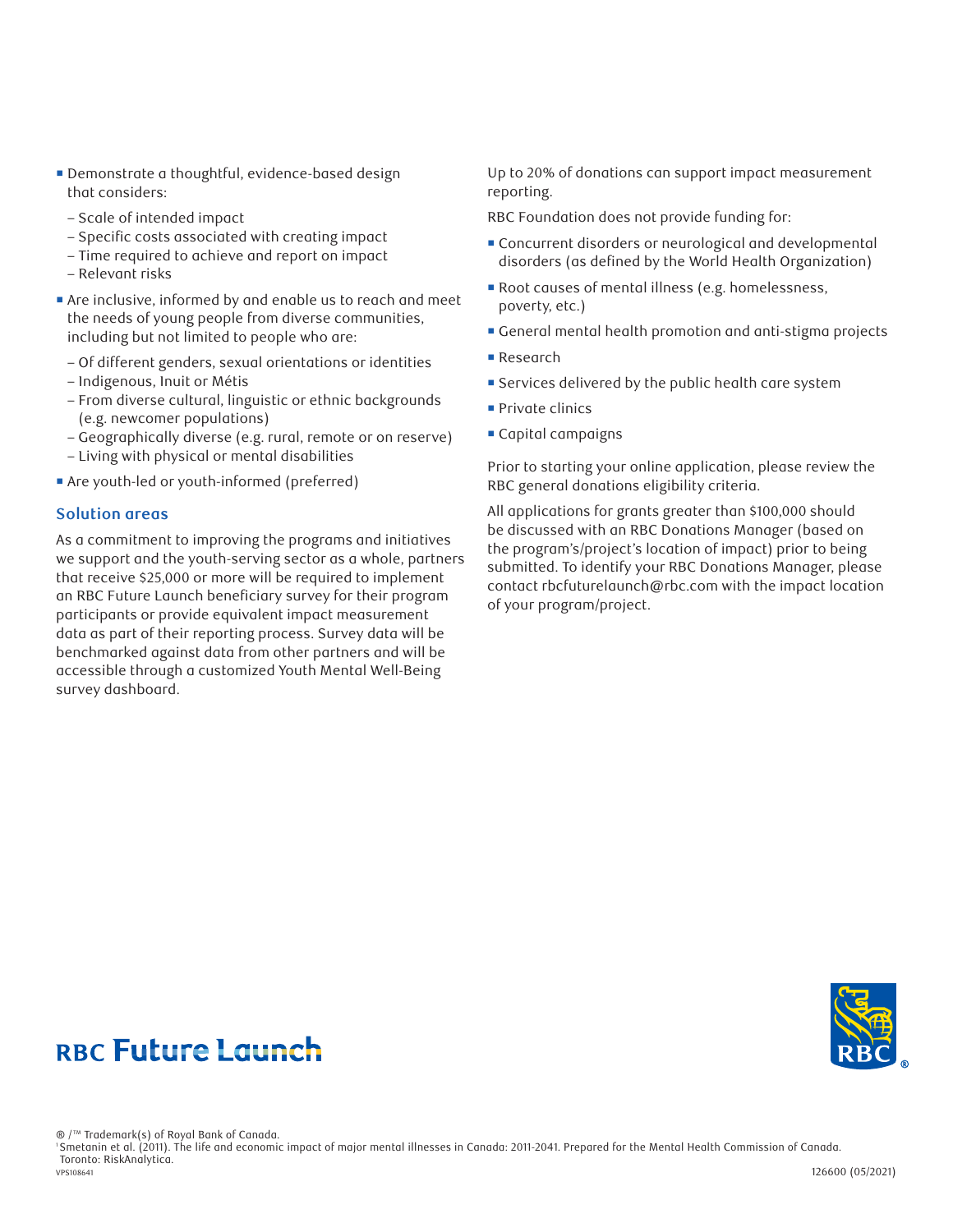- Demonstrate a thoughtful, evidence-based design that considers:
  - Scale of intended impact
  - Specific costs associated with creating impact
  - Time required to achieve and report on impact
  - Relevant risks
- Are inclusive, informed by and enable us to reach and meet the needs of young people from diverse communities, including but not limited to people who are:
  - Of different genders, sexual orientations or identities
  - Indigenous, Inuit or Métis
  - From diverse cultural, linguistic or ethnic backgrounds (e.g. newcomer populations)
  - Geographically diverse (e.g. rural, remote or on reserve)
  - Living with physical or mental disabilities
- Are youth-led or youth-informed (preferred)

### Solution areas

As a commitment to improving the programs and initiatives we support and the youth-serving sector as a whole, partners that receive $25,000 or more will be required to implement an RBC Future Launch beneficiary survey for their program participants or provide equivalent impact measurement data as part of their reporting process. Survey data will be benchmarked against data from other partners and will be accessible through a customized Youth Mental Well-Being survey dashboard.

Up to 20% of donations can support impact measurement reporting.

RBC Foundation does not provide funding for:

- Concurrent disorders or neurological and developmental disorders (as defined by the World Health Organization)
- Root causes of mental illness (e.g. homelessness, poverty, etc.)
- General mental health promotion and anti-stigma projects
- Research
- Services delivered by the public health care system
- Private clinics
- Capital campaigns

Prior to starting your online application, please review the RBC general donations eligibility criteria.

All applications for grants greater than $100,000 should be discussed with an RBC Donations Manager (based on the program's/project's location of impact) prior to being submitted. To identify your RBC Donations Manager, please contact rbcfuturelaunch@rbc.com with the impact location of your program/project.

RBC Future Launch

® / ™ Trademark(s) of Royal Bank of Canada.

[1] Smetanin et al. (2011). The life and economic impact of major mental illnesses in Canada: 2011-2041. Prepared for the Mental Health Commission of Canada. Toronto: RiskAnalytica.

VPS108641

126600 (05/2021)